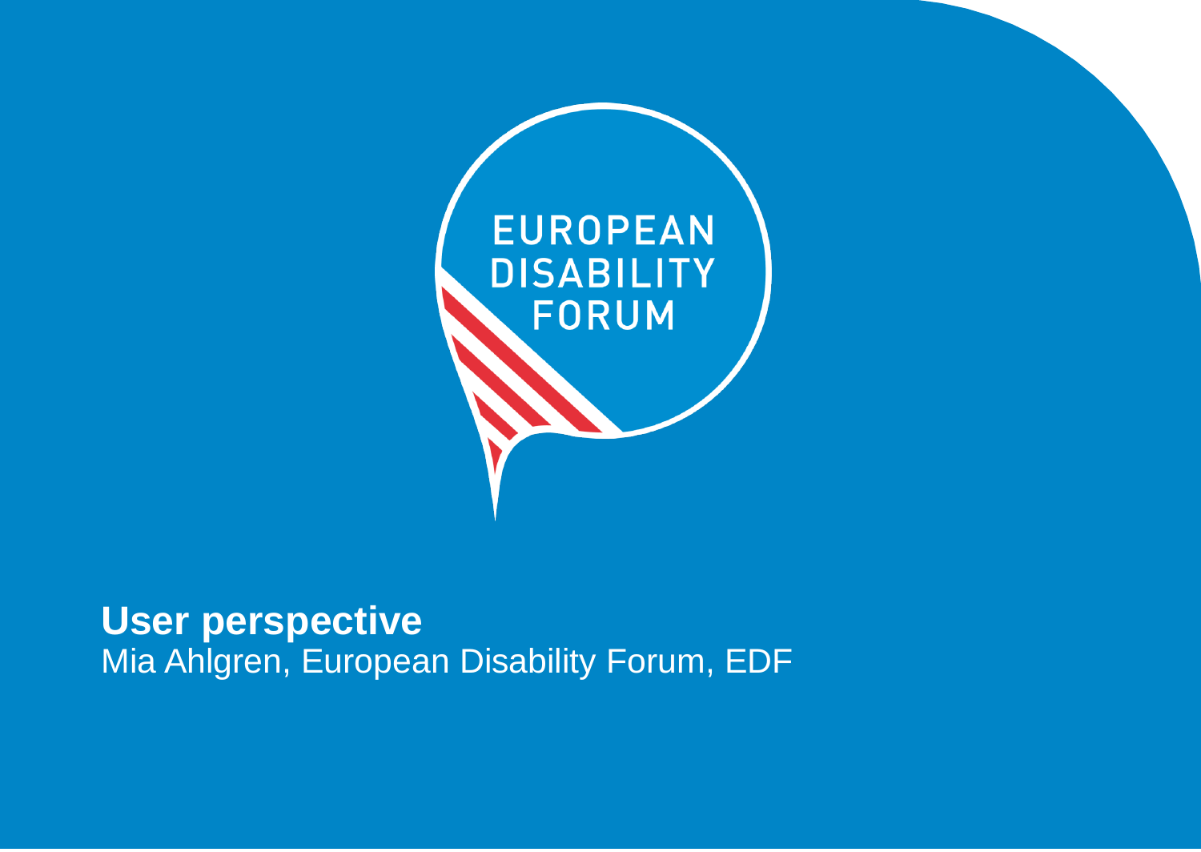EUROPEAN DISABILITY FORUM

**User perspective**

Mia Ahlgren, European Disability Forum, EDF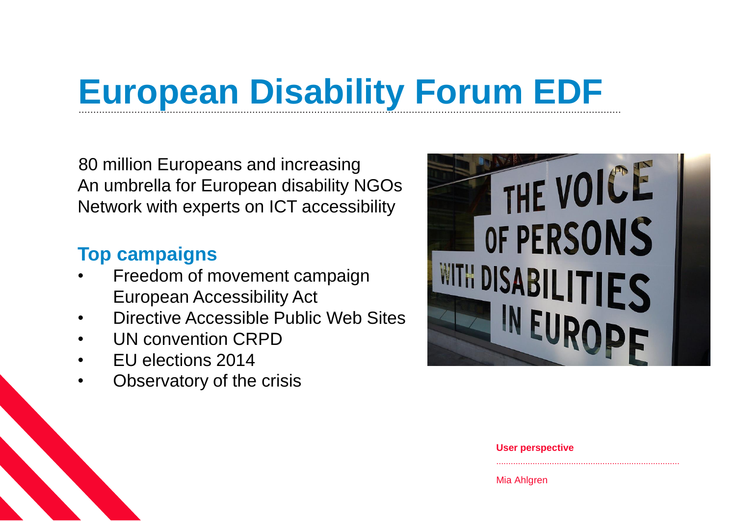# European Disability Forum EDF

80 million Europeans and increasing
An umbrella for European disability NGOs
Network with experts on ICT accessibility

## Top campaigns

- Freedom of movement campaign
  European Accessibility Act
- Directive Accessible Public Web Sites
- UN convention CRPD
- EU elections 2014
- Observatory of the crisis

**User perspective**

Mia Ahlgren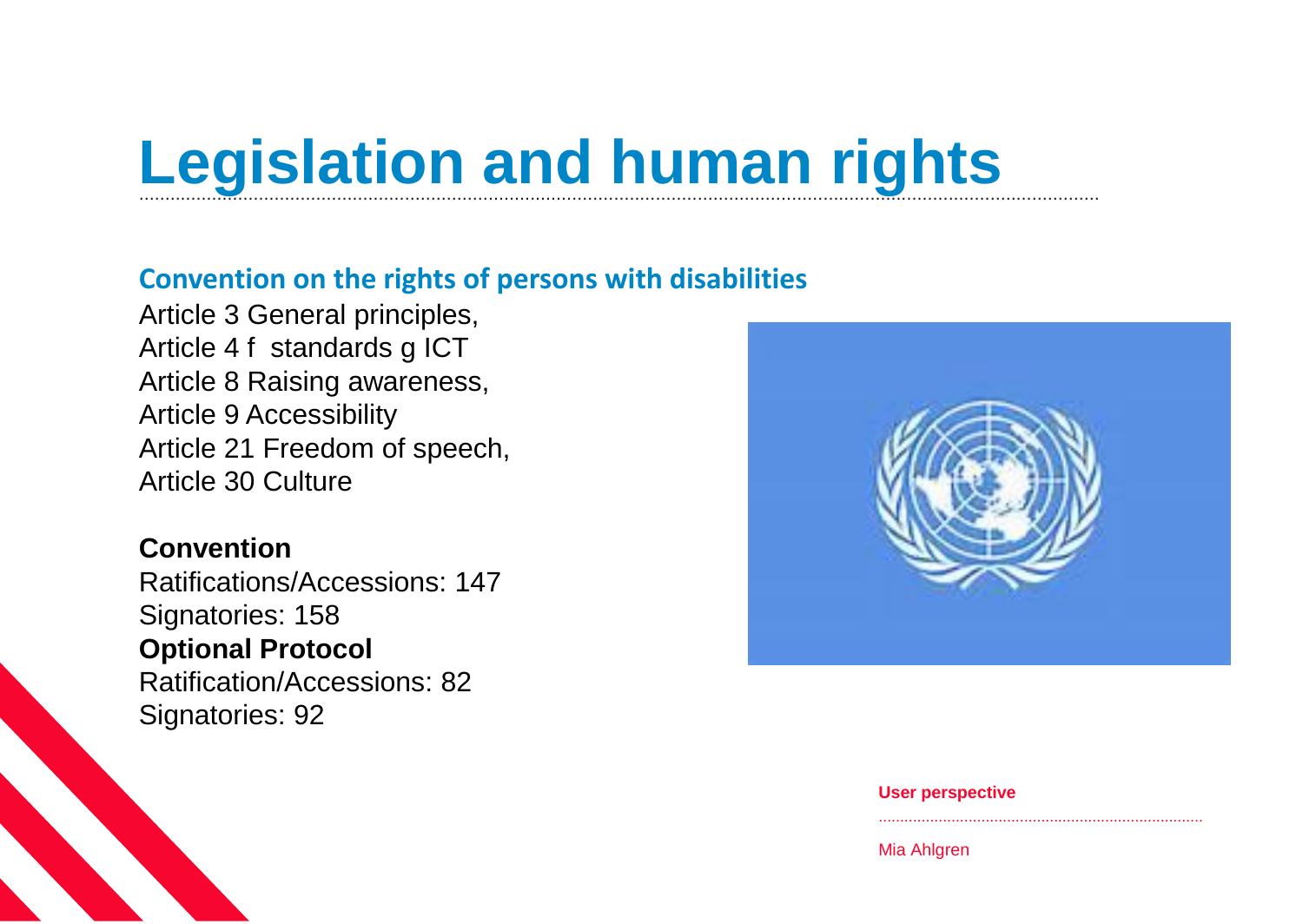# Legislation and human rights

## Convention on the rights of persons with disabilities

Article 3 General principles,
Article 4 f standards g ICT
Article 8 Raising awareness,
Article 9 Accessibility
Article 21 Freedom of speech,
Article 30 Culture

**Convention**
Ratifications/Accessions: 147
Signatories: 158
**Optional Protocol**
Ratification/Accessions: 82
Signatories: 92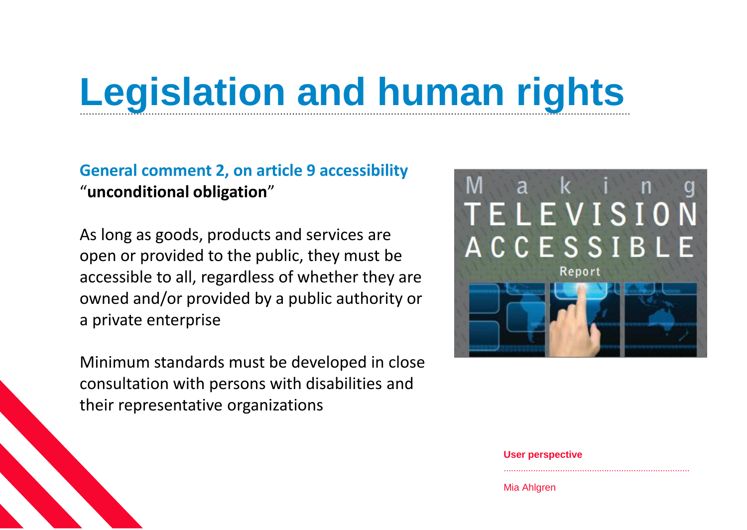# Legislation and human rights

**General comment 2, on article 9 accessibility**
"**unconditional obligation**"

As long as goods, products and services are open or provided to the public, they must be accessible to all, regardless of whether they are owned and/or provided by a public authority or a private enterprise

Minimum standards must be developed in close consultation with persons with disabilities and their representative organizations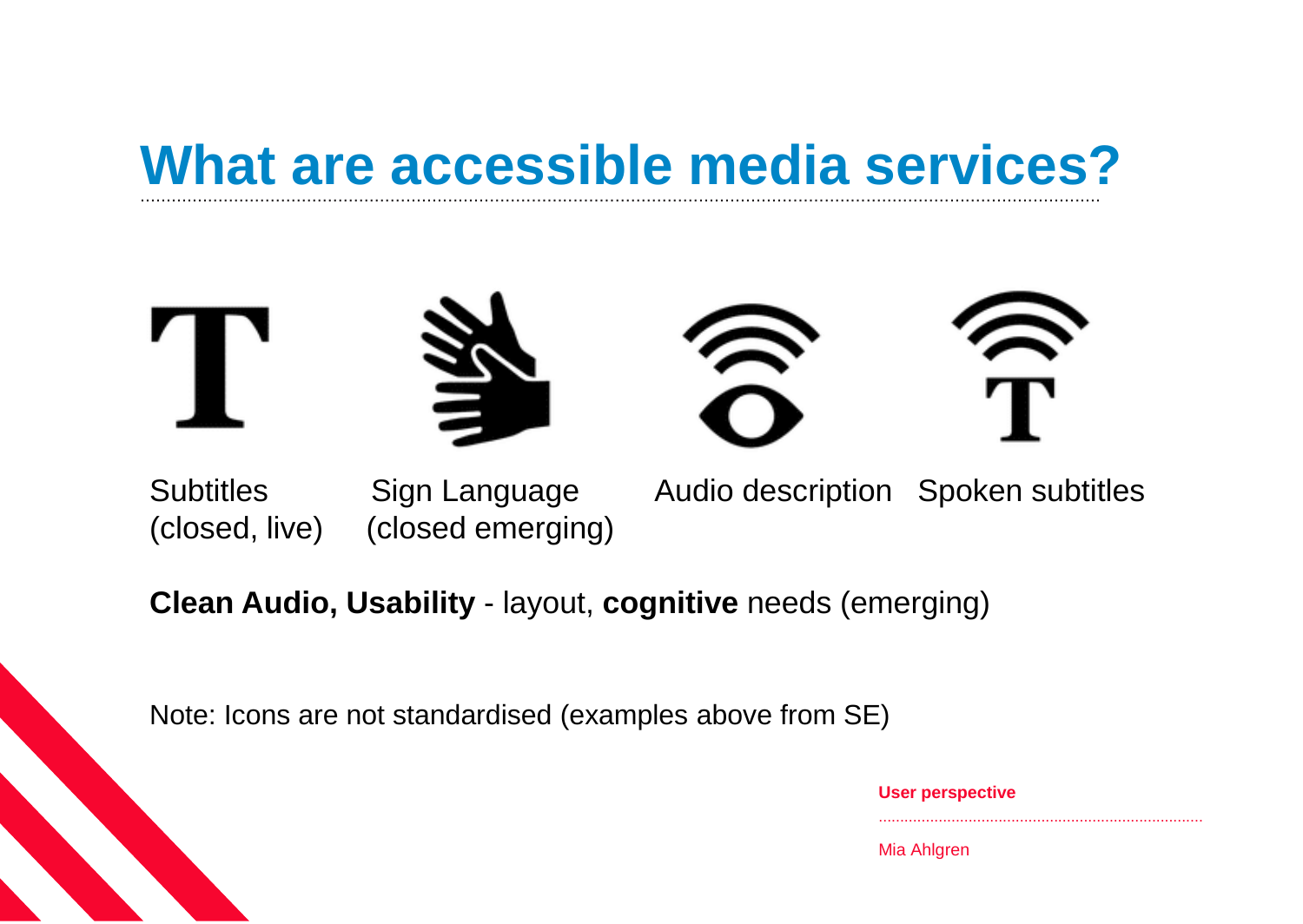# What are accessible media services?

Subtitles (closed, live)

Sign Language (closed emerging)

Audio description

Spoken subtitles

**Clean Audio, Usability** - layout, **cognitive** needs (emerging)

Note: Icons are not standardised (examples above from SE)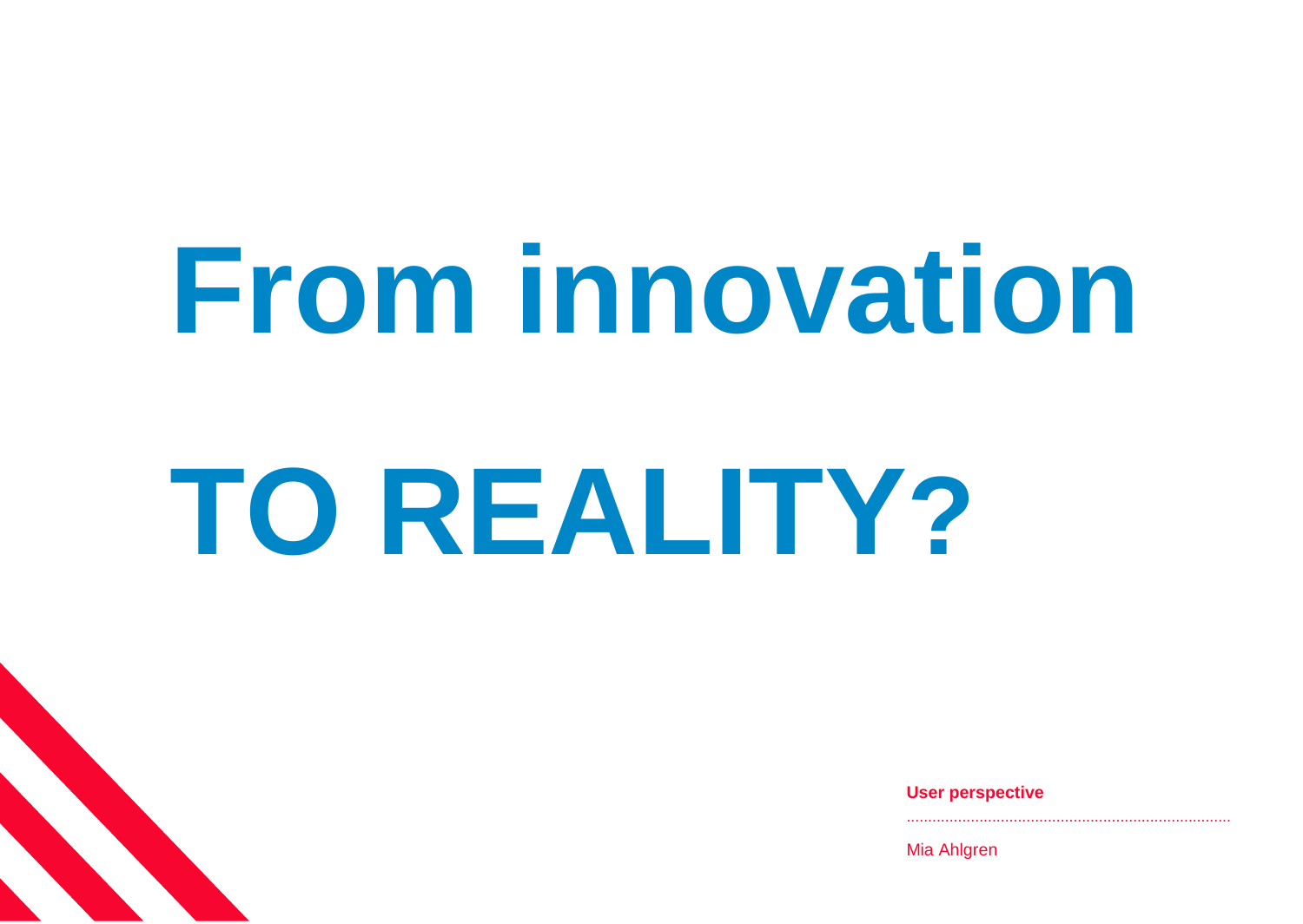# From innovation TO REALITY?

**User perspective**

Mia Ahlgren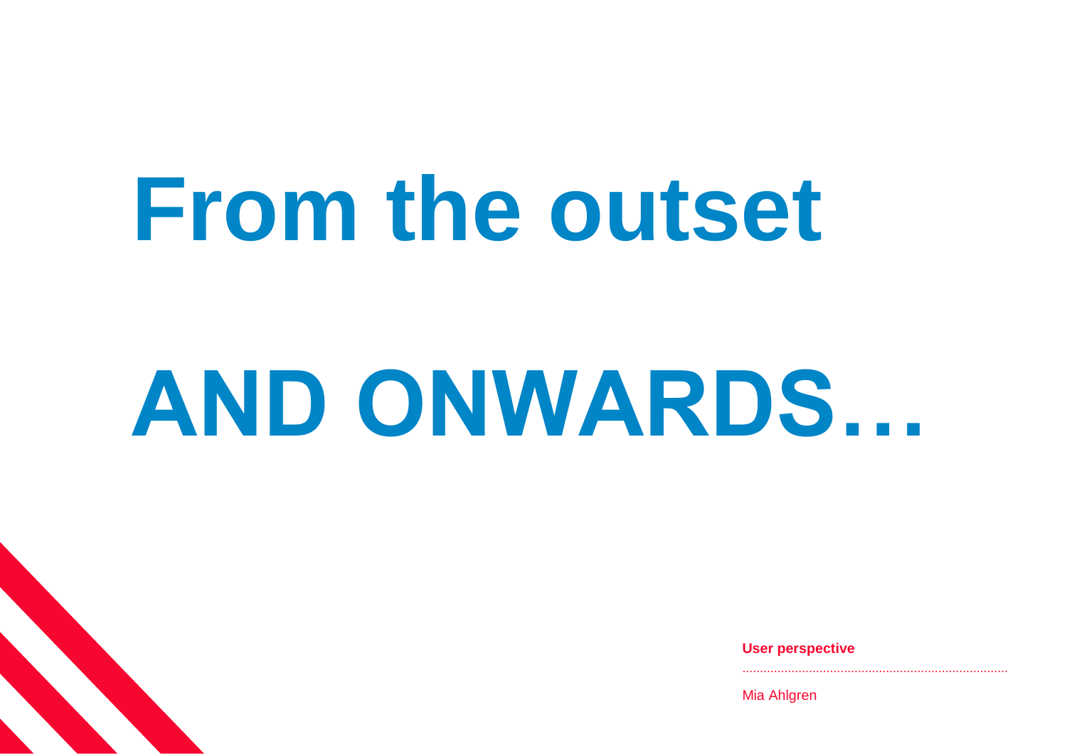# From the outset

# AND ONWARDS…

**User perspective**

Mia Ahlgren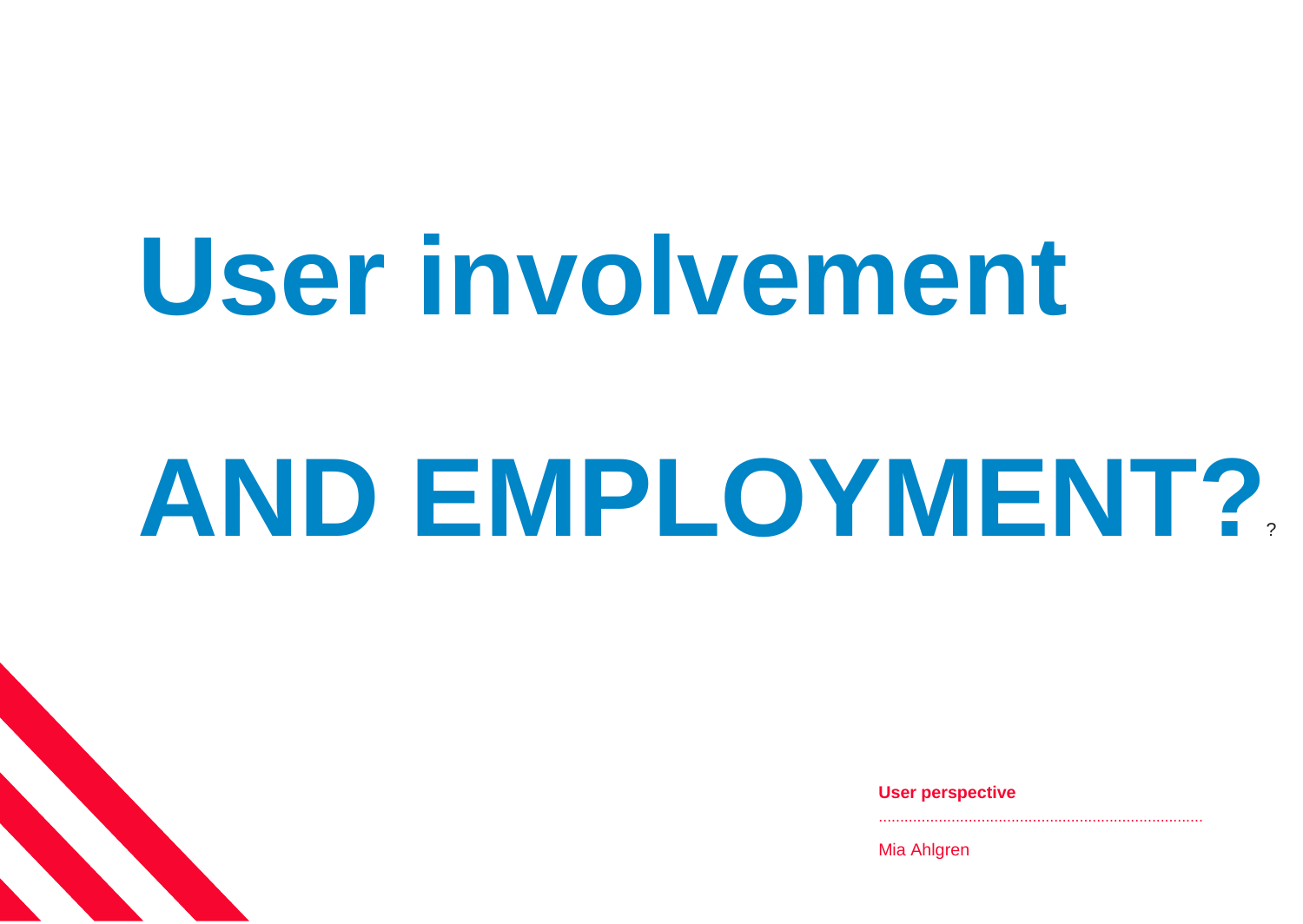# User involvement

# AND EMPLOYMENT??

**User perspective**

Mia Ahlgren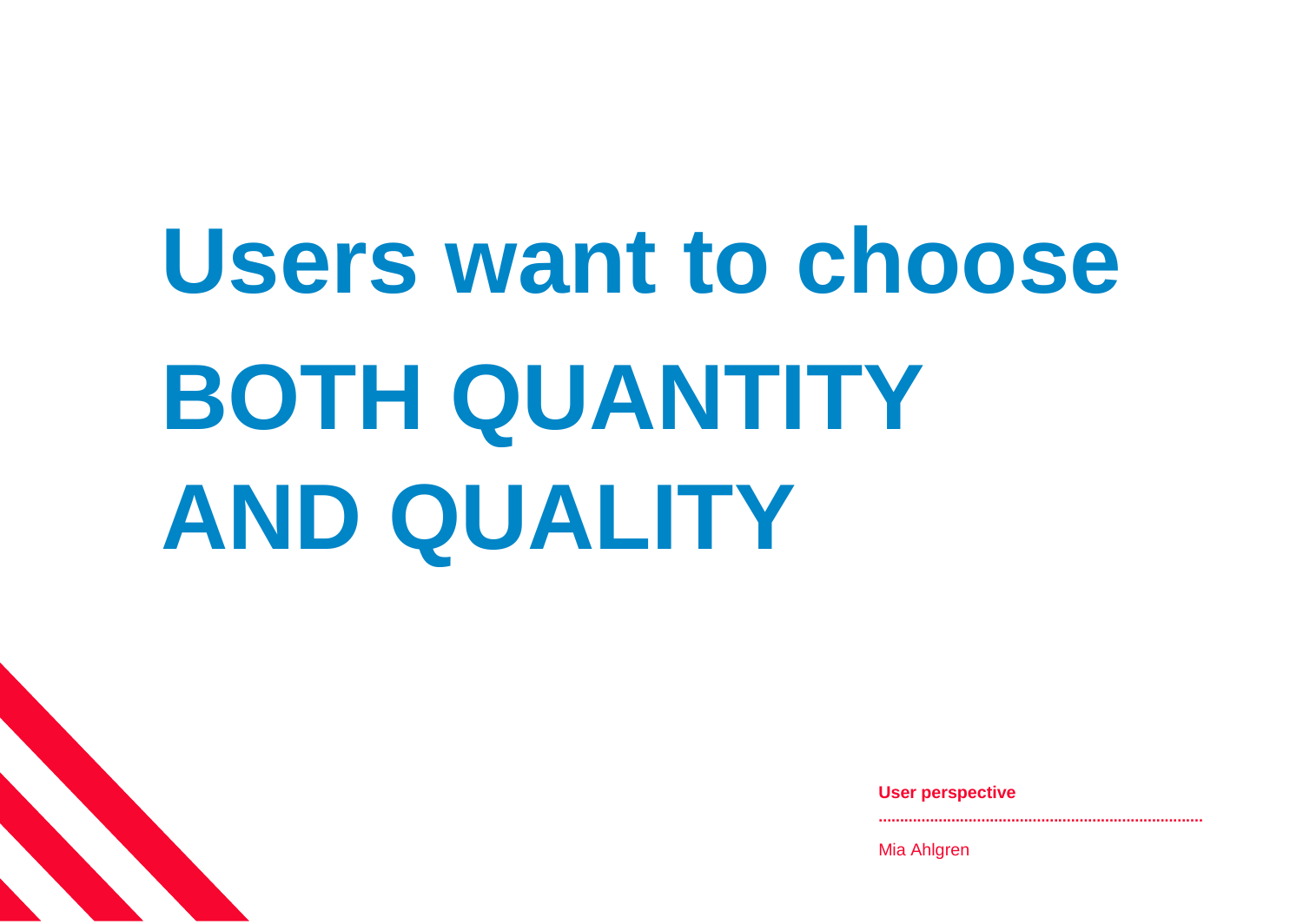# Users want to choose BOTH QUANTITY AND QUALITY

**User perspective**

Mia Ahlgren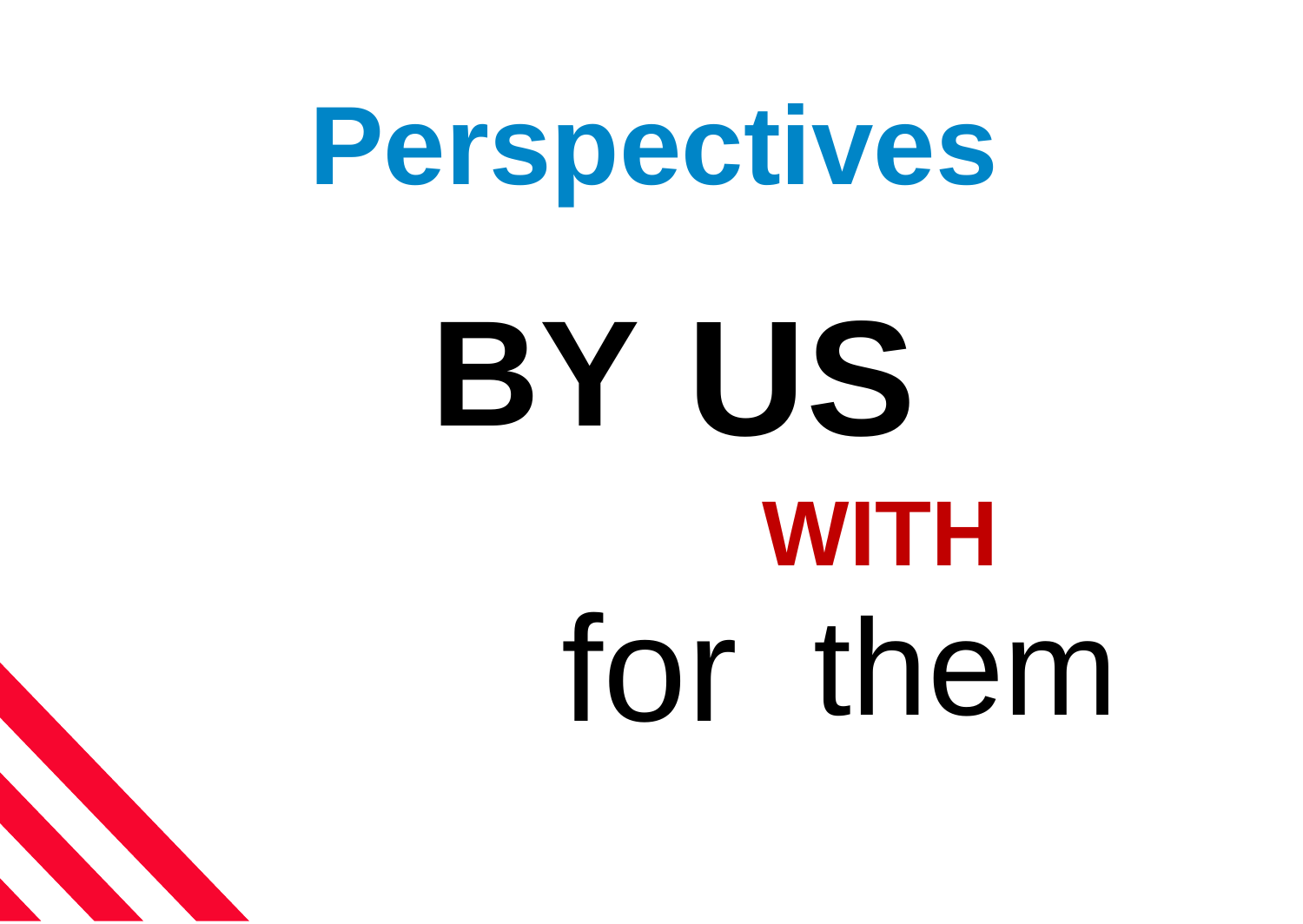# Perspectives

# BY US

**WITH**

for them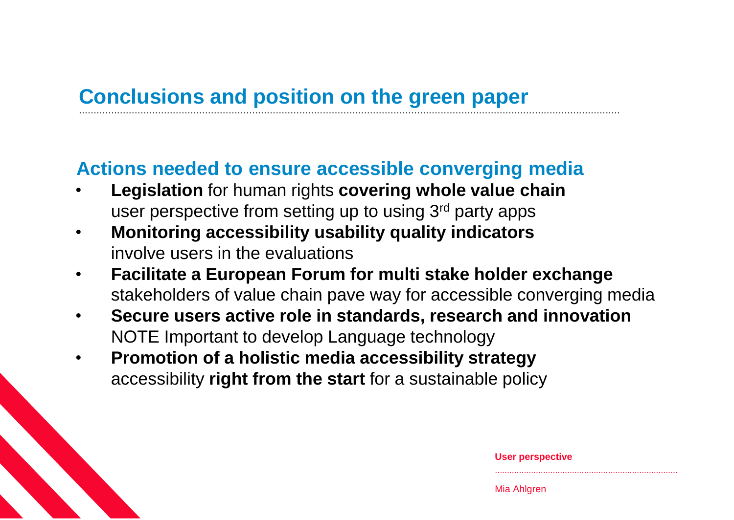# Conclusions and position on the green paper

## Actions needed to ensure accessible converging media

- **Legislation** for human rights **covering whole value chain**
  user perspective from setting up to using 3rd party apps
- **Monitoring accessibility usability quality indicators**
  involve users in the evaluations
- **Facilitate a European Forum for multi stake holder exchange**
  stakeholders of value chain pave way for accessible converging media
- **Secure users active role in standards, research and innovation**
  NOTE Important to develop Language technology
- **Promotion of a holistic media accessibility strategy**
  accessibility **right from the start** for a sustainable policy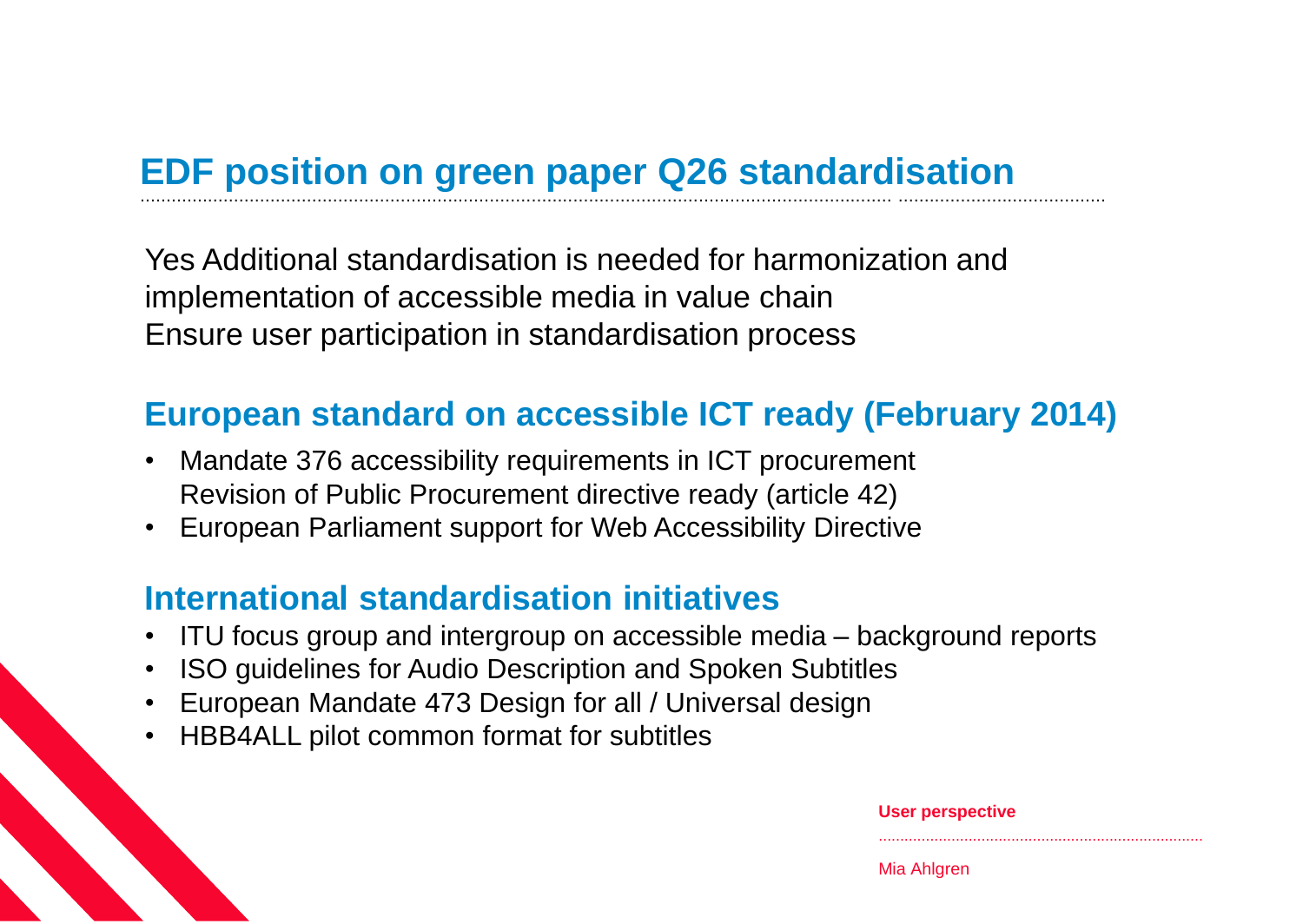# EDF position on green paper Q26 standardisation

Yes Additional standardisation is needed for harmonization and implementation of accessible media in value chain
Ensure user participation in standardisation process

## European standard on accessible ICT ready (February 2014)

- Mandate 376 accessibility requirements in ICT procurement
  Revision of Public Procurement directive ready (article 42)
- European Parliament support for Web Accessibility Directive

## International standardisation initiatives

- ITU focus group and intergroup on accessible media – background reports
- ISO guidelines for Audio Description and Spoken Subtitles
- European Mandate 473 Design for all / Universal design
- HBB4ALL pilot common format for subtitles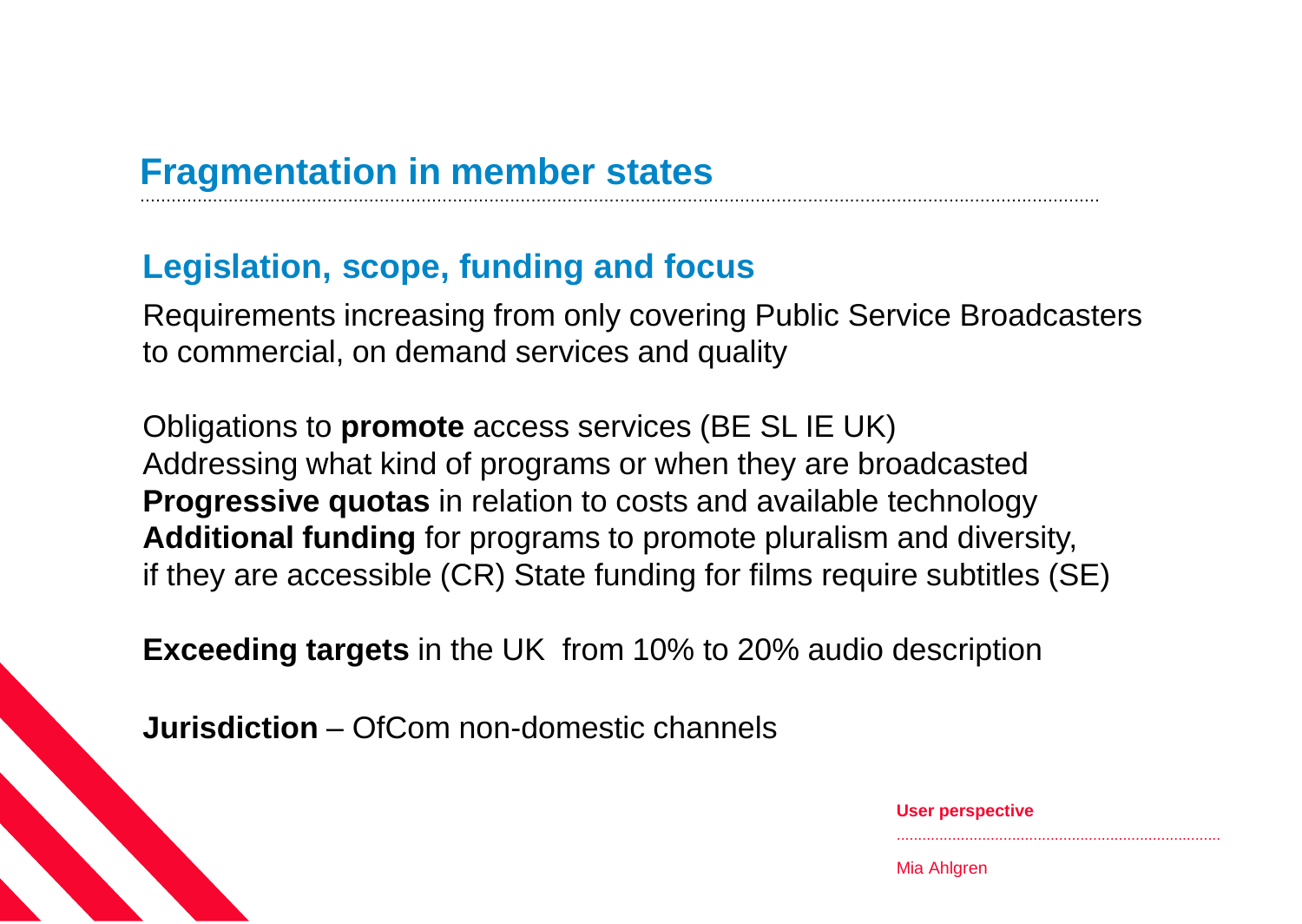# Fragmentation in member states

## Legislation, scope, funding and focus

Requirements increasing from only covering Public Service Broadcasters to commercial, on demand services and quality

Obligations to **promote** access services (BE SL IE UK)
Addressing what kind of programs or when they are broadcasted
**Progressive quotas** in relation to costs and available technology
**Additional funding** for programs to promote pluralism and diversity, if they are accessible (CR) State funding for films require subtitles (SE)

**Exceeding targets** in the UK from 10% to 20% audio description

**Jurisdiction** – OfCom non-domestic channels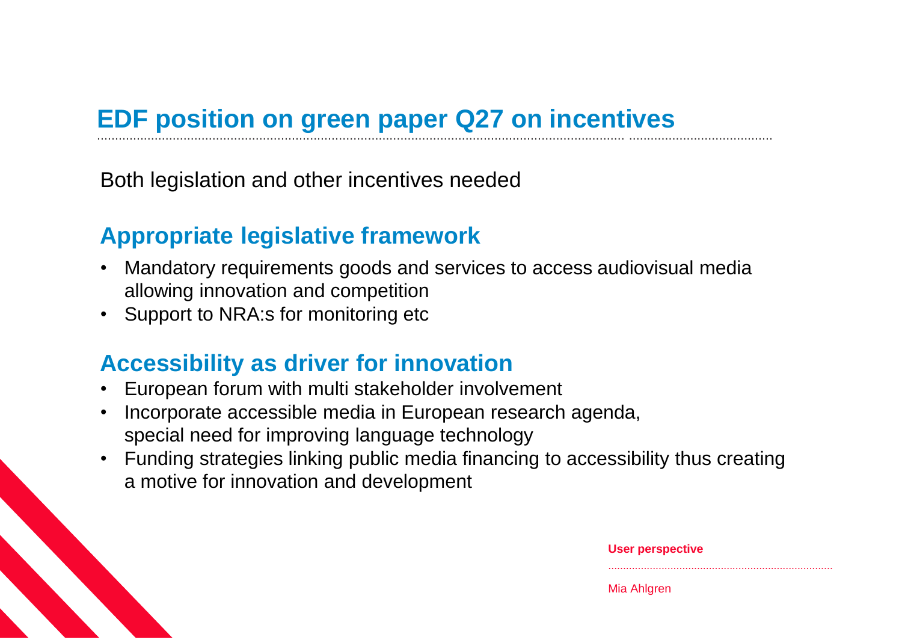# EDF position on green paper Q27 on incentives

Both legislation and other incentives needed

## Appropriate legislative framework

- Mandatory requirements goods and services to access audiovisual media allowing innovation and competition
- Support to NRA:s for monitoring etc

## Accessibility as driver for innovation

- European forum with multi stakeholder involvement
- Incorporate accessible media in European research agenda, special need for improving language technology
- Funding strategies linking public media financing to accessibility thus creating a motive for innovation and development

**User perspective**

Mia Ahlgren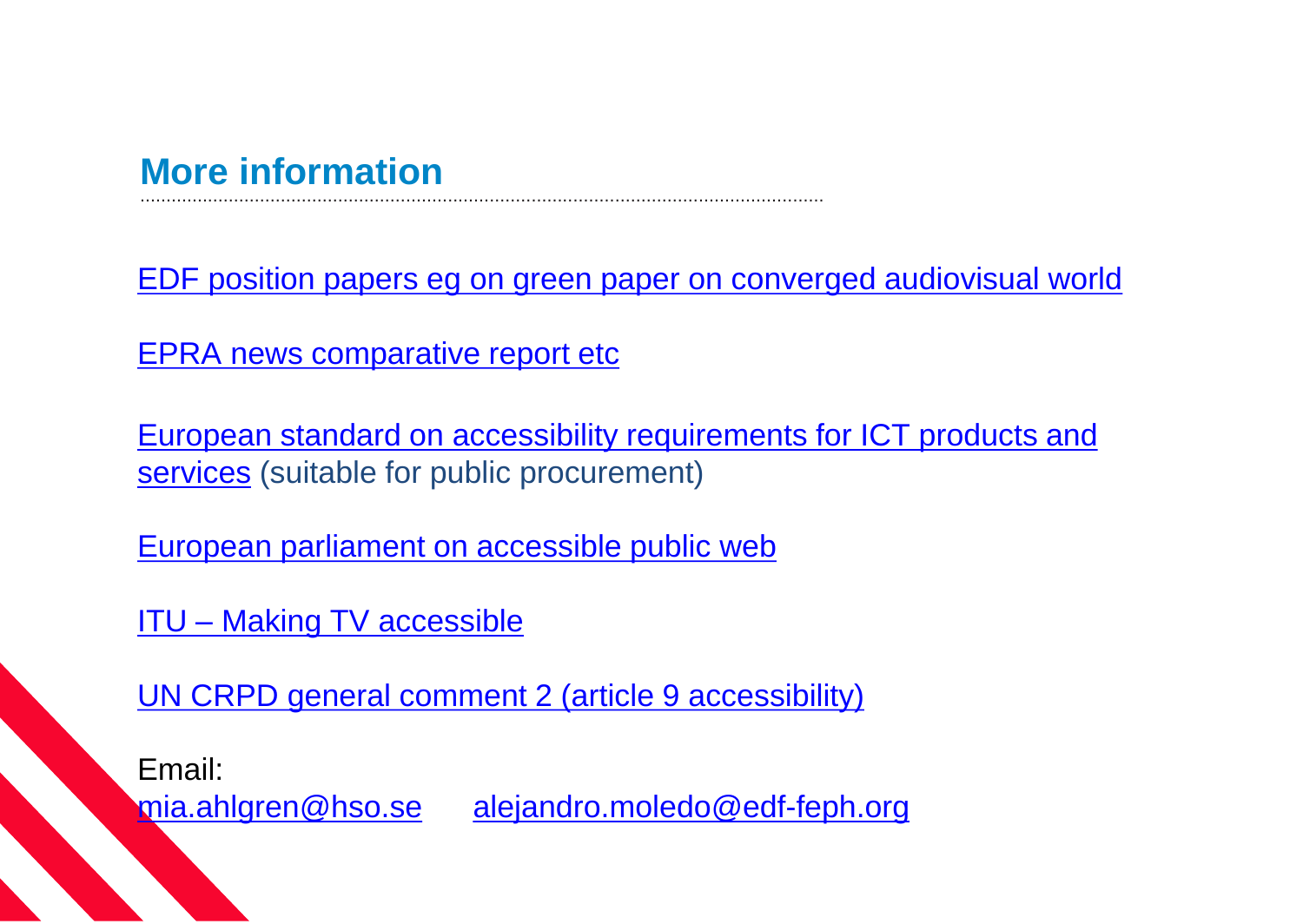## More information

EDF position papers eg on green paper on converged audiovisual world

EPRA news comparative report etc

European standard on accessibility requirements for ICT products and services (suitable for public procurement)

European parliament on accessible public web

ITU – Making TV accessible

UN CRPD general comment 2 (article 9 accessibility)

Email:
mia.ahlgren@hso.se alejandro.moledo@edf-feph.org